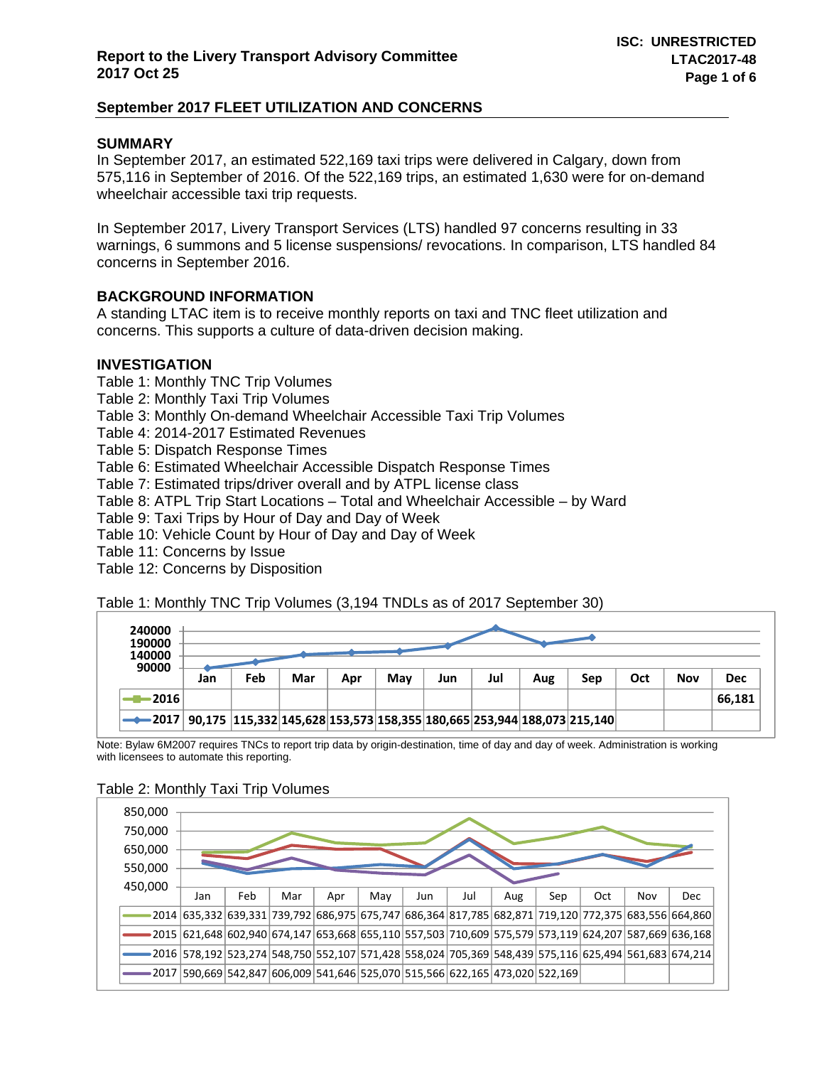**ISC: UNRESTRICTED**
**LTAC2017-48**

**Report to the Livery Transport Advisory Committee**
**2017 Oct 25**

## September 2017 FLEET UTILIZATION AND CONCERNS

### SUMMARY

In September 2017, an estimated 522,169 taxi trips were delivered in Calgary, down from 575,116 in September of 2016. Of the 522,169 trips, an estimated 1,630 were for on-demand wheelchair accessible taxi trip requests.

In September 2017, Livery Transport Services (LTS) handled 97 concerns resulting in 33 warnings, 6 summons and 5 license suspensions/ revocations. In comparison, LTS handled 84 concerns in September 2016.

### BACKGROUND INFORMATION

A standing LTAC item is to receive monthly reports on taxi and TNC fleet utilization and concerns. This supports a culture of data-driven decision making.

### INVESTIGATION

Table 1: Monthly TNC Trip Volumes
Table 2: Monthly Taxi Trip Volumes
Table 3: Monthly On-demand Wheelchair Accessible Taxi Trip Volumes
Table 4: 2014-2017 Estimated Revenues
Table 5: Dispatch Response Times
Table 6: Estimated Wheelchair Accessible Dispatch Response Times
Table 7: Estimated trips/driver overall and by ATPL license class
Table 8: ATPL Trip Start Locations – Total and Wheelchair Accessible – by Ward
Table 9: Taxi Trips by Hour of Day and Day of Week
Table 10: Vehicle Count by Hour of Day and Day of Week
Table 11: Concerns by Issue
Table 12: Concerns by Disposition

Table 1: Monthly TNC Trip Volumes (3,194 TNDLs as of 2017 September 30)

| | Jan | Feb | Mar | Apr | May | Jun | Jul | Aug | Sep | Oct | Nov | Dec |
|---|---|---|---|---|---|---|---|---|---|---|---|---|
| 2016 | | | | | | | | | | | | 66,181 |
| 2017 | 90,175 | 115,332 | 145,628 | 153,573 | 158,355 | 180,665 | 253,944 | 188,073 | 215,140 | | | |

Note: Bylaw 6M2007 requires TNCs to report trip data by origin-destination, time of day and day of week. Administration is working with licensees to automate this reporting.

Table 2: Monthly Taxi Trip Volumes

| | Jan | Feb | Mar | Apr | May | Jun | Jul | Aug | Sep | Oct | Nov | Dec |
|---|---|---|---|---|---|---|---|---|---|---|---|---|
| 2014 | 635,332 | 639,331 | 739,792 | 686,975 | 675,747 | 686,364 | 817,785 | 682,871 | 719,120 | 772,375 | 683,556 | 664,860 |
| 2015 | 621,648 | 602,940 | 674,147 | 653,668 | 655,110 | 557,503 | 710,609 | 575,579 | 573,119 | 624,207 | 587,669 | 636,168 |
| 2016 | 578,192 | 523,274 | 548,750 | 552,107 | 571,428 | 558,024 | 705,369 | 548,439 | 575,116 | 625,494 | 561,683 | 674,214 |
| 2017 | 590,669 | 542,847 | 606,009 | 541,646 | 525,070 | 515,566 | 622,165 | 473,020 | 522,169 | | | |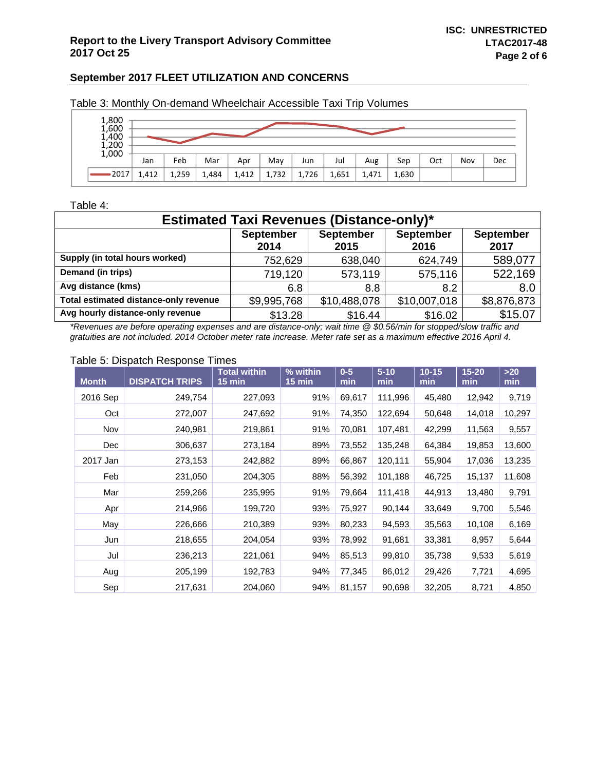## September 2017 FLEET UTILIZATION AND CONCERNS

Table 3: Monthly On-demand Wheelchair Accessible Taxi Trip Volumes

| | Jan | Feb | Mar | Apr | May | Jun | Jul | Aug | Sep | Oct | Nov | Dec |
|---|---|---|---|---|---|---|---|---|---|---|---|---|
| 2017 | 1,412 | 1,259 | 1,484 | 1,412 | 1,732 | 1,726 | 1,651 | 1,471 | 1,630 | | | |

Table 4:

| Estimated Taxi Revenues (Distance-only)* | | | | |
|---|---|---|---|---|
| | September 2014 | September 2015 | September 2016 | September 2017 |
| **Supply (in total hours worked)** | 752,629 | 638,040 | 624,749 | 589,077 |
| **Demand (in trips)** | 719,120 | 573,119 | 575,116 | 522,169 |
| **Avg distance (kms)** | 6.8 | 8.8 | 8.2 | 8.0 |
| **Total estimated distance-only revenue** | $9,995,768 | $10,488,078 | $10,007,018 | $8,876,873 |
| **Avg hourly distance-only revenue** | $13.28 | $16.44 | $16.02 | $15.07 |

*\*Revenues are before operating expenses and are distance-only; wait time @ $0.56/min for stopped/slow traffic and gratuities are not included. 2014 October meter rate increase. Meter rate set as a maximum effective 2016 April 4.*

Table 5: Dispatch Response Times

| Month | DISPATCH TRIPS | Total within 15 min | % within 15 min | 0-5 min | 5-10 min | 10-15 min | 15-20 min | >20 min |
|---|---|---|---|---|---|---|---|---|
| 2016 Sep | 249,754 | 227,093 | 91% | 69,617 | 111,996 | 45,480 | 12,942 | 9,719 |
| Oct | 272,007 | 247,692 | 91% | 74,350 | 122,694 | 50,648 | 14,018 | 10,297 |
| Nov | 240,981 | 219,861 | 91% | 70,081 | 107,481 | 42,299 | 11,563 | 9,557 |
| Dec | 306,637 | 273,184 | 89% | 73,552 | 135,248 | 64,384 | 19,853 | 13,600 |
| 2017 Jan | 273,153 | 242,882 | 89% | 66,867 | 120,111 | 55,904 | 17,036 | 13,235 |
| Feb | 231,050 | 204,305 | 88% | 56,392 | 101,188 | 46,725 | 15,137 | 11,608 |
| Mar | 259,266 | 235,995 | 91% | 79,664 | 111,418 | 44,913 | 13,480 | 9,791 |
| Apr | 214,966 | 199,720 | 93% | 75,927 | 90,144 | 33,649 | 9,700 | 5,546 |
| May | 226,666 | 210,389 | 93% | 80,233 | 94,593 | 35,563 | 10,108 | 6,169 |
| Jun | 218,655 | 204,054 | 93% | 78,992 | 91,681 | 33,381 | 8,957 | 5,644 |
| Jul | 236,213 | 221,061 | 94% | 85,513 | 99,810 | 35,738 | 9,533 | 5,619 |
| Aug | 205,199 | 192,783 | 94% | 77,345 | 86,012 | 29,426 | 7,721 | 4,695 |
| Sep | 217,631 | 204,060 | 94% | 81,157 | 90,698 | 32,205 | 8,721 | 4,850 |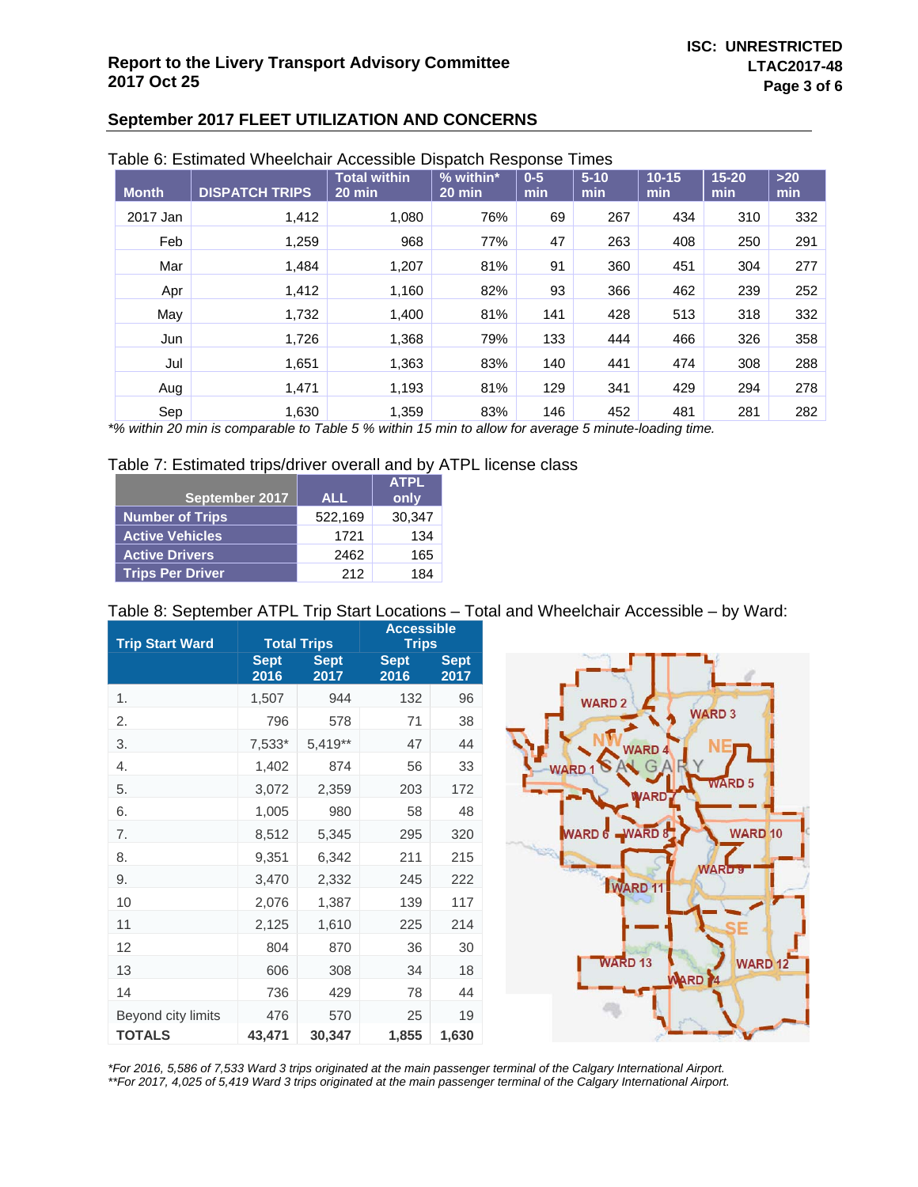## September 2017 FLEET UTILIZATION AND CONCERNS

Table 6: Estimated Wheelchair Accessible Dispatch Response Times

| Month | DISPATCH TRIPS | Total within 20 min | % within* 20 min | 0-5 min | 5-10 min | 10-15 min | 15-20 min | >20 min |
|---|---|---|---|---|---|---|---|---|
| 2017 Jan | 1,412 | 1,080 | 76% | 69 | 267 | 434 | 310 | 332 |
| Feb | 1,259 | 968 | 77% | 47 | 263 | 408 | 250 | 291 |
| Mar | 1,484 | 1,207 | 81% | 91 | 360 | 451 | 304 | 277 |
| Apr | 1,412 | 1,160 | 82% | 93 | 366 | 462 | 239 | 252 |
| May | 1,732 | 1,400 | 81% | 141 | 428 | 513 | 318 | 332 |
| Jun | 1,726 | 1,368 | 79% | 133 | 444 | 466 | 326 | 358 |
| Jul | 1,651 | 1,363 | 83% | 140 | 441 | 474 | 308 | 288 |
| Aug | 1,471 | 1,193 | 81% | 129 | 341 | 429 | 294 | 278 |
| Sep | 1,630 | 1,359 | 83% | 146 | 452 | 481 | 281 | 282 |

*\*% within 20 min is comparable to Table 5 % within 15 min to allow for average 5 minute-loading time.*

Table 7: Estimated trips/driver overall and by ATPL license class

| September 2017 | ALL | ATPL only |
|---|---|---|
| Number of Trips | 522,169 | 30,347 |
| Active Vehicles | 1721 | 134 |
| Active Drivers | 2462 | 165 |
| Trips Per Driver | 212 | 184 |

Table 8: September ATPL Trip Start Locations – Total and Wheelchair Accessible – by Ward:

| Trip Start Ward | Total Trips | | Accessible Trips | |
|---|---|---|---|---|
| | Sept 2016 | Sept 2017 | Sept 2016 | Sept 2017 |
| 1. | 1,507 | 944 | 132 | 96 |
| 2. | 796 | 578 | 71 | 38 |
| 3. | 7,533* | 5,419** | 47 | 44 |
| 4. | 1,402 | 874 | 56 | 33 |
| 5. | 3,072 | 2,359 | 203 | 172 |
| 6. | 1,005 | 980 | 58 | 48 |
| 7. | 8,512 | 5,345 | 295 | 320 |
| 8. | 9,351 | 6,342 | 211 | 215 |
| 9. | 3,470 | 2,332 | 245 | 222 |
| 10 | 2,076 | 1,387 | 139 | 117 |
| 11 | 2,125 | 1,610 | 225 | 214 |
| 12 | 804 | 870 | 36 | 30 |
| 13 | 606 | 308 | 34 | 18 |
| 14 | 736 | 429 | 78 | 44 |
| Beyond city limits | 476 | 570 | 25 | 19 |
| **TOTALS** | **43,471** | **30,347** | **1,855** | **1,630** |

*\*For 2016, 5,586 of 7,533 Ward 3 trips originated at the main passenger terminal of the Calgary International Airport.*
*\*\*For 2017, 4,025 of 5,419 Ward 3 trips originated at the main passenger terminal of the Calgary International Airport.*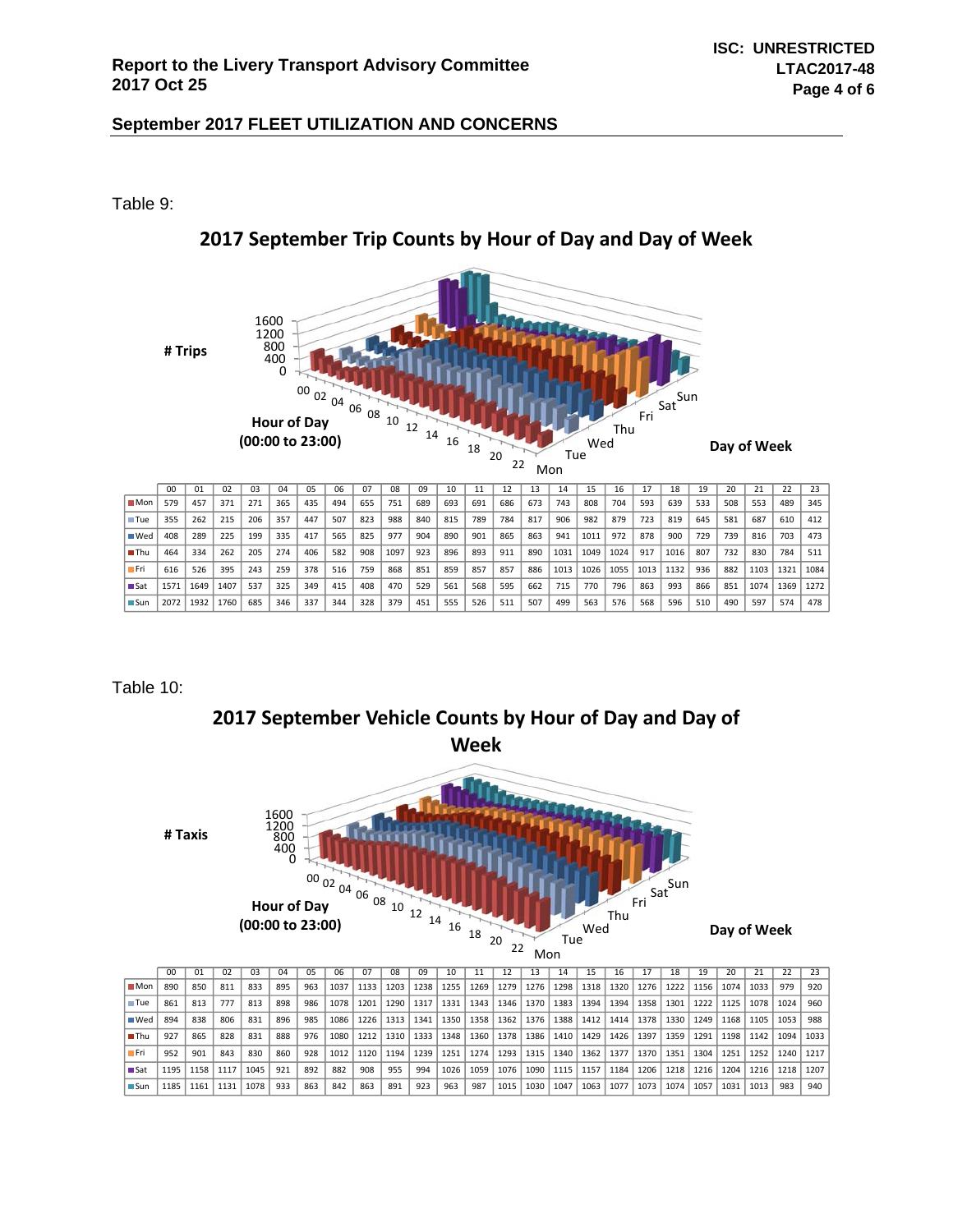## September 2017 FLEET UTILIZATION AND CONCERNS

Table 9:

**2017 September Trip Counts by Hour of Day and Day of Week**

| | 00 | 01 | 02 | 03 | 04 | 05 | 06 | 07 | 08 | 09 | 10 | 11 | 12 | 13 | 14 | 15 | 16 | 17 | 18 | 19 | 20 | 21 | 22 | 23 |
|---|---|---|---|---|---|---|---|---|---|---|---|---|---|---|---|---|---|---|---|---|---|---|---|---|
| Mon | 579 | 457 | 371 | 271 | 365 | 435 | 494 | 655 | 751 | 689 | 693 | 691 | 686 | 673 | 743 | 808 | 704 | 593 | 639 | 533 | 508 | 553 | 489 | 345 |
| Tue | 355 | 262 | 215 | 206 | 357 | 447 | 507 | 823 | 988 | 840 | 815 | 789 | 784 | 817 | 906 | 982 | 879 | 723 | 819 | 645 | 581 | 687 | 610 | 412 |
| Wed | 408 | 289 | 225 | 199 | 335 | 417 | 565 | 825 | 977 | 904 | 890 | 901 | 865 | 863 | 941 | 1011 | 972 | 878 | 900 | 729 | 739 | 816 | 703 | 473 |
| Thu | 464 | 334 | 262 | 205 | 274 | 406 | 582 | 908 | 1097 | 923 | 896 | 893 | 911 | 890 | 1031 | 1049 | 1024 | 917 | 1016 | 807 | 732 | 830 | 784 | 511 |
| Fri | 616 | 526 | 395 | 243 | 259 | 378 | 516 | 759 | 868 | 851 | 859 | 857 | 857 | 886 | 1013 | 1026 | 1055 | 1013 | 1132 | 936 | 882 | 1103 | 1321 | 1084 |
| Sat | 1571 | 1649 | 1407 | 537 | 325 | 349 | 415 | 408 | 470 | 529 | 561 | 568 | 595 | 662 | 715 | 770 | 796 | 863 | 993 | 866 | 851 | 1074 | 1369 | 1272 |
| Sun | 2072 | 1932 | 1760 | 685 | 346 | 337 | 344 | 328 | 379 | 451 | 555 | 526 | 511 | 507 | 499 | 563 | 576 | 568 | 596 | 510 | 490 | 597 | 574 | 478 |

Table 10:

**2017 September Vehicle Counts by Hour of Day and Day of Week**

| | 00 | 01 | 02 | 03 | 04 | 05 | 06 | 07 | 08 | 09 | 10 | 11 | 12 | 13 | 14 | 15 | 16 | 17 | 18 | 19 | 20 | 21 | 22 | 23 |
|---|---|---|---|---|---|---|---|---|---|---|---|---|---|---|---|---|---|---|---|---|---|---|---|---|
| Mon | 890 | 850 | 811 | 833 | 895 | 963 | 1037 | 1133 | 1203 | 1238 | 1255 | 1269 | 1279 | 1276 | 1298 | 1318 | 1320 | 1276 | 1222 | 1156 | 1074 | 1033 | 979 | 920 |
| Tue | 861 | 813 | 777 | 813 | 898 | 986 | 1078 | 1201 | 1290 | 1317 | 1331 | 1343 | 1346 | 1370 | 1383 | 1394 | 1394 | 1358 | 1301 | 1222 | 1125 | 1078 | 1024 | 960 |
| Wed | 894 | 838 | 806 | 831 | 896 | 985 | 1086 | 1226 | 1313 | 1341 | 1350 | 1358 | 1362 | 1376 | 1388 | 1412 | 1414 | 1378 | 1330 | 1249 | 1168 | 1105 | 1053 | 988 |
| Thu | 927 | 865 | 828 | 831 | 888 | 976 | 1080 | 1212 | 1310 | 1333 | 1348 | 1360 | 1378 | 1386 | 1410 | 1429 | 1426 | 1397 | 1359 | 1291 | 1198 | 1142 | 1094 | 1033 |
| Fri | 952 | 901 | 843 | 830 | 860 | 928 | 1012 | 1120 | 1194 | 1239 | 1251 | 1274 | 1293 | 1315 | 1340 | 1362 | 1377 | 1370 | 1351 | 1304 | 1251 | 1252 | 1240 | 1217 |
| Sat | 1195 | 1158 | 1117 | 1045 | 921 | 892 | 882 | 908 | 955 | 994 | 1026 | 1059 | 1076 | 1090 | 1115 | 1157 | 1184 | 1206 | 1218 | 1216 | 1204 | 1216 | 1218 | 1207 |
| Sun | 1185 | 1161 | 1131 | 1078 | 933 | 863 | 842 | 863 | 891 | 923 | 963 | 987 | 1015 | 1030 | 1047 | 1063 | 1077 | 1073 | 1074 | 1057 | 1031 | 1013 | 983 | 940 |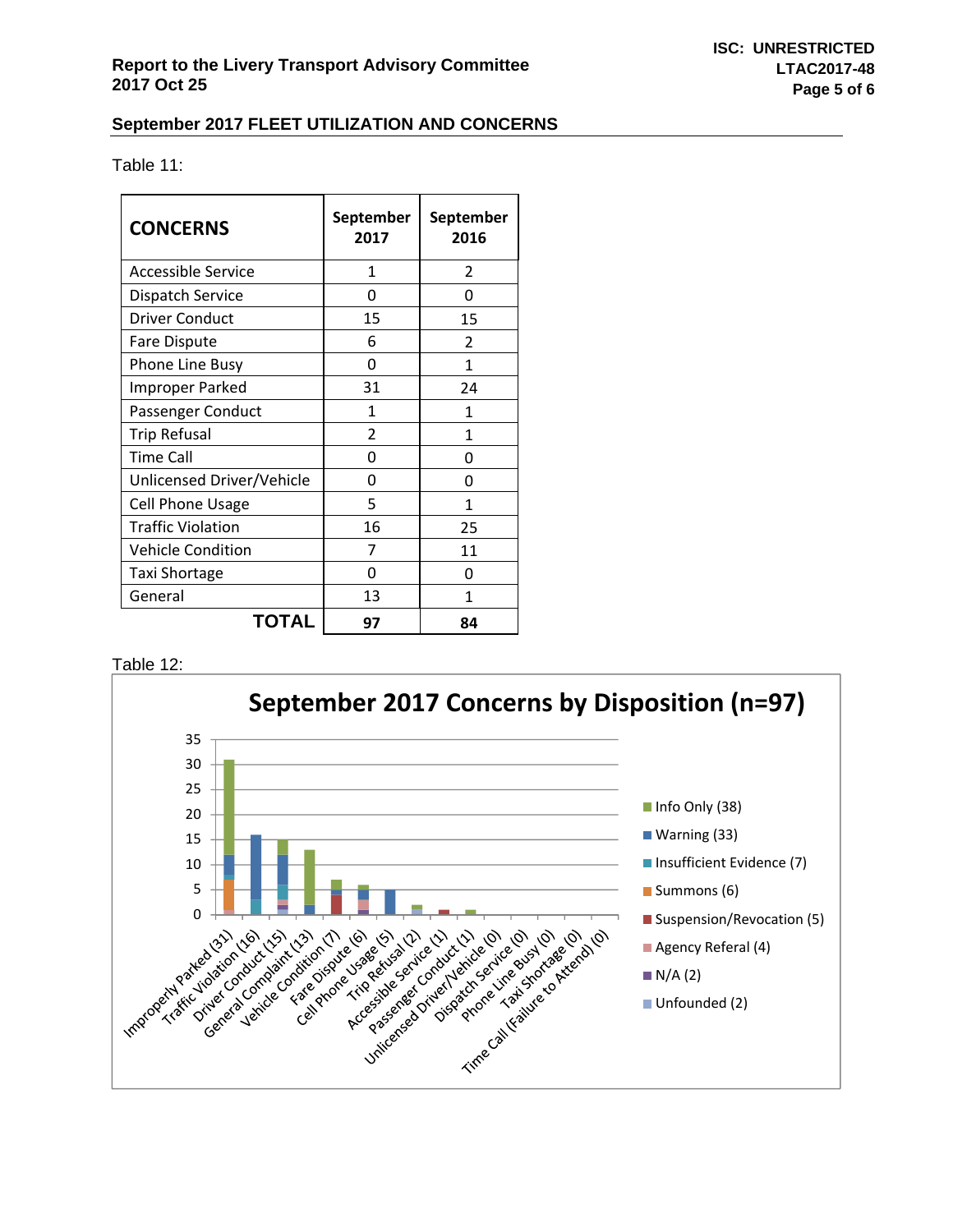## September 2017 FLEET UTILIZATION AND CONCERNS

Table 11:

| CONCERNS | September 2017 | September 2016 |
|---|---|---|
| Accessible Service | 1 | 2 |
| Dispatch Service | 0 | 0 |
| Driver Conduct | 15 | 15 |
| Fare Dispute | 6 | 2 |
| Phone Line Busy | 0 | 1 |
| Improper Parked | 31 | 24 |
| Passenger Conduct | 1 | 1 |
| Trip Refusal | 2 | 1 |
| Time Call | 0 | 0 |
| Unlicensed Driver/Vehicle | 0 | 0 |
| Cell Phone Usage | 5 | 1 |
| Traffic Violation | 16 | 25 |
| Vehicle Condition | 7 | 11 |
| Taxi Shortage | 0 | 0 |
| General | 13 | 1 |
| **TOTAL** | **97** | **84** |

Table 12:

**September 2017 Concerns by Disposition (n=97)**

Categories: Improperly Parked (31), Traffic Violation (16), Driver Conduct (15), General Complaint (13), Vehicle Condition (7), Fare Dispute (6), Cell Phone Usage (5), Trip Refusal (2), Accessible Service (1), Passenger Conduct (1), Unlicensed Driver/Vehicle (0), Dispatch Service (0), Phone Line Busy (0), Taxi Shortage (0), Time Call (Failure to Attend) (0)

Legend: Info Only (38), Warning (33), Insufficient Evidence (7), Summons (6), Suspension/Revocation (5), Agency Referal (4), N/A (2), Unfounded (2)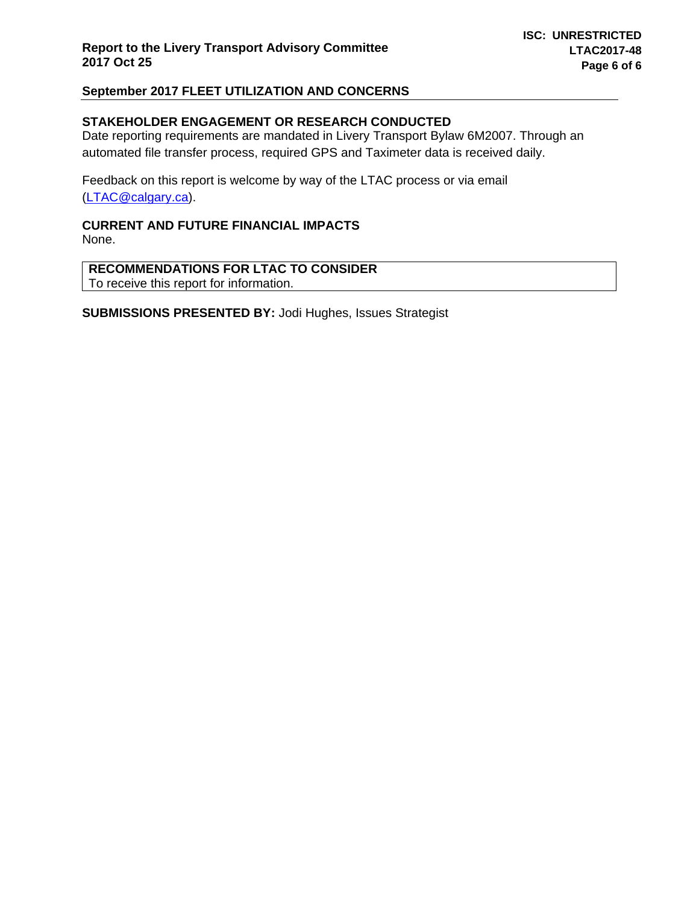## September 2017 FLEET UTILIZATION AND CONCERNS

### STAKEHOLDER ENGAGEMENT OR RESEARCH CONDUCTED

Date reporting requirements are mandated in Livery Transport Bylaw 6M2007. Through an automated file transfer process, required GPS and Taximeter data is received daily.

Feedback on this report is welcome by way of the LTAC process or via email (LTAC@calgary.ca).

### CURRENT AND FUTURE FINANCIAL IMPACTS

None.

### RECOMMENDATIONS FOR LTAC TO CONSIDER

To receive this report for information.

**SUBMISSIONS PRESENTED BY:** Jodi Hughes, Issues Strategist